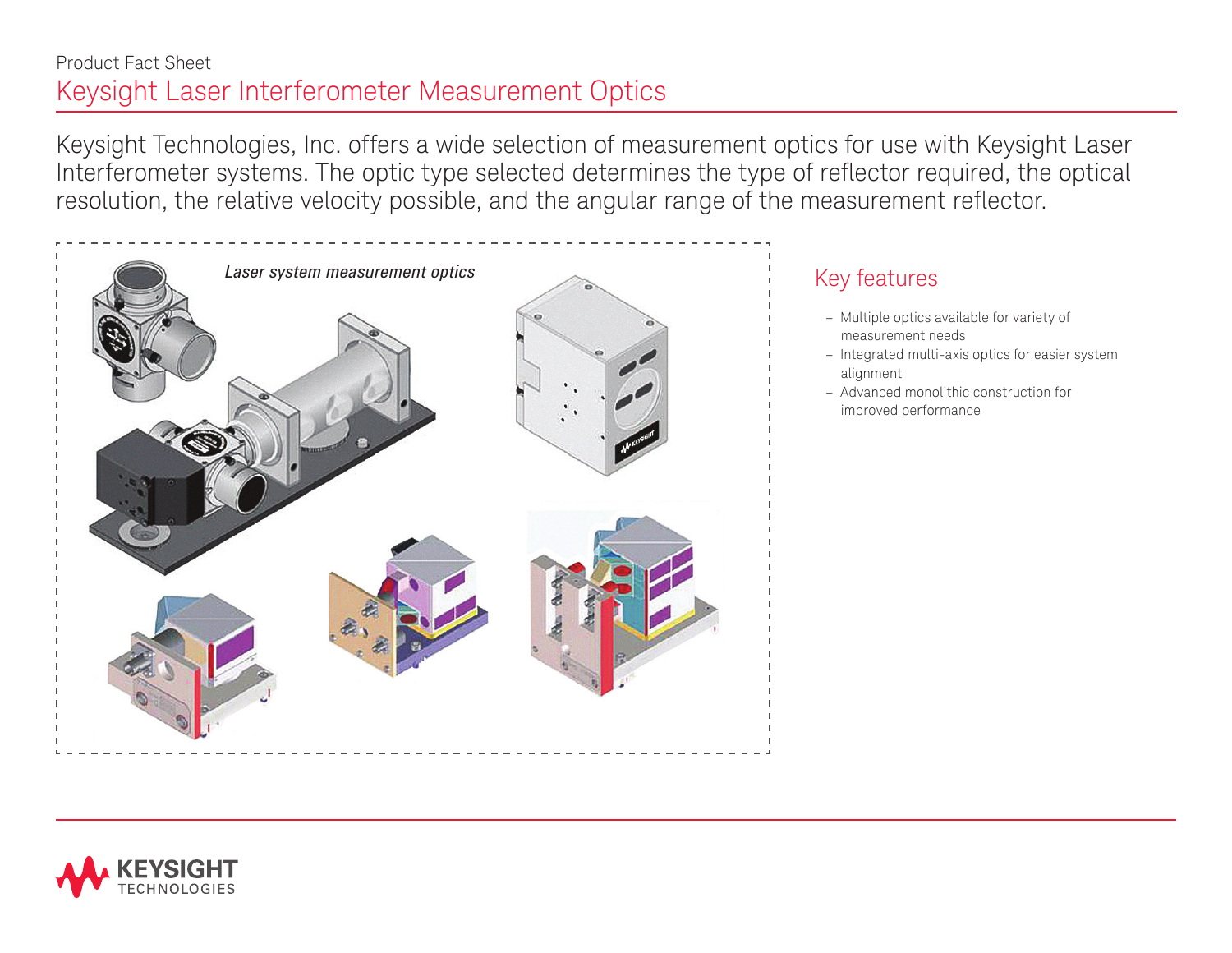Product Fact Sheet

# Keysight Laser Interferometer Measurement Optics

Keysight Technologies, Inc. offers a wide selection of measurement optics for use with Keysight Laser Interferometer systems. The optic type selected determines the type of reflector required, the optical resolution, the relative velocity possible, and the angular range of the measurement reflector.

*Laser system measurement optics*

## Key features

- Multiple optics available for variety of measurement needs
- Integrated multi-axis optics for easier system alignment
- Advanced monolithic construction for improved performance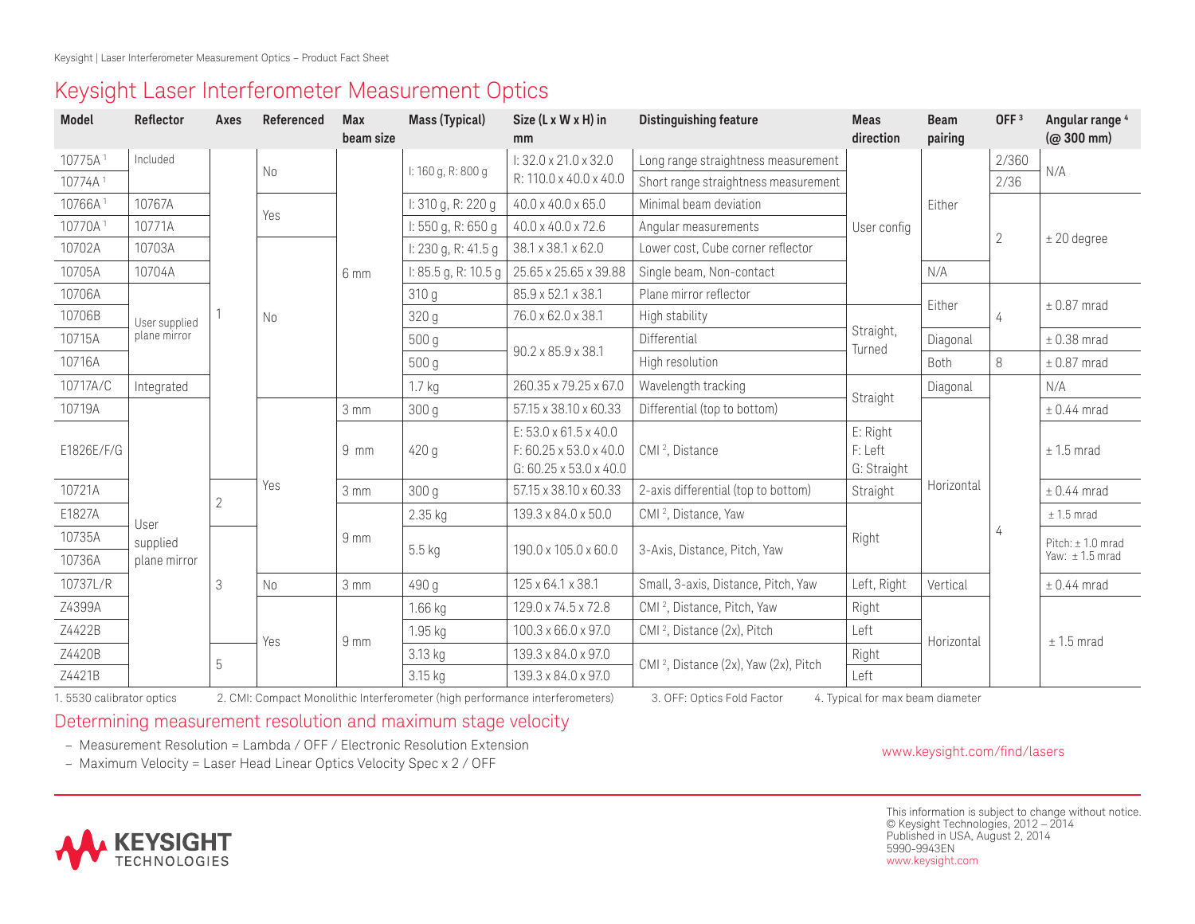# Keysight Laser Interferometer Measurement Optics

| Model | Reflector | Axes | Referenced | Max beam size | Mass (Typical) | Size (L x W x H) in mm | Distinguishing feature | Meas direction | Beam pairing | OFF [3] | Angular range [4] (@ 300 mm) |
|---|---|---|---|---|---|---|---|---|---|---|---|
| 10775A [1] | Included | 1 | No | 6 mm | I: 160 g, R: 800 g | I: 32.0 x 21.0 x 32.0 R: 110.0 x 40.0 x 40.0 | Long range straightness measurement | User config | Either | 2/360 | N/A |
| 10774A [1] | Included | 1 | No | 6 mm | I: 160 g, R: 800 g | I: 32.0 x 21.0 x 32.0 R: 110.0 x 40.0 x 40.0 | Short range straightness measurement | User config | Either | 2/36 | N/A |
| 10766A [1] | 10767A | 1 | Yes | 6 mm | I: 310 g, R: 220 g | 40.0 x 40.0 x 65.0 | Minimal beam deviation | User config | Either | 2 | ± 20 degree |
| 10770A [1] | 10771A | 1 | Yes | 6 mm | I: 550 g, R: 650 g | 40.0 x 40.0 x 72.6 | Angular measurements | User config | Either | 2 | ± 20 degree |
| 10702A | 10703A | 1 | No | 6 mm | I: 230 g, R: 41.5 g | 38.1 x 38.1 x 62.0 | Lower cost, Cube corner reflector | User config | Either | 2 | ± 20 degree |
| 10705A | 10704A | 1 | No | 6 mm | I: 85.5 g, R: 10.5 g | 25.65 x 25.65 x 39.88 | Single beam, Non-contact | User config | N/A | 2 | ± 20 degree |
| 10706A | User supplied plane mirror | 1 | No | 6 mm | 310 g | 85.9 x 52.1 x 38.1 | Plane mirror reflector | User config | Either | 4 | ± 0.87 mrad |
| 10706B | User supplied plane mirror | 1 | No | 6 mm | 320 g | 76.0 x 62.0 x 38.1 | High stability | Straight, Turned | Either | 4 | ± 0.87 mrad |
| 10715A | User supplied plane mirror | 1 | No | 6 mm | 500 g | 90.2 x 85.9 x 38.1 | Differential | Straight, Turned | Diagonal | 4 | ± 0.38 mrad |
| 10716A | User supplied plane mirror | 1 | No | 6 mm | 500 g | 90.2 x 85.9 x 38.1 | High resolution | Straight, Turned | Both | 8 | ± 0.87 mrad |
| 10717A/C | Integrated | 1 | No | 6 mm | 1.7 kg | 260.35 x 79.25 x 67.0 | Wavelength tracking | Straight | Diagonal | 4 | N/A |
| 10719A | User supplied plane mirror | 1 | Yes | 3 mm | 300 g | 57.15 x 38.10 x 60.33 | Differential (top to bottom) | Straight | Horizontal | 4 | ± 0.44 mrad |
| E1826E/F/G | User supplied plane mirror | 1 | Yes | 9 mm | 420 g | E: 53.0 x 61.5 x 40.0 F: 60.25 x 53.0 x 40.0 G: 60.25 x 53.0 x 40.0 | CMI [2], Distance | E: Right F: Left G: Straight | Horizontal | 4 | ± 1.5 mrad |
| 10721A | User supplied plane mirror | 2 | Yes | 3 mm | 300 g | 57.15 x 38.10 x 60.33 | 2-axis differential (top to bottom) | Straight | Horizontal | 4 | ± 0.44 mrad |
| E1827A | User supplied plane mirror | 2 | Yes | 9 mm | 2.35 kg | 139.3 x 84.0 x 50.0 | CMI [2], Distance, Yaw | Right | Horizontal | 4 | ± 1.5 mrad |
| 10735A | User supplied plane mirror | 3 | Yes | 9 mm | 5.5 kg | 190.0 x 105.0 x 60.0 | 3-Axis, Distance, Pitch, Yaw | Right | Horizontal | 4 | Pitch: ± 1.0 mrad Yaw: ± 1.5 mrad |
| 10736A | User supplied plane mirror | 3 | Yes | 9 mm | 5.5 kg | 190.0 x 105.0 x 60.0 | 3-Axis, Distance, Pitch, Yaw | Right | Horizontal | 4 | Pitch: ± 1.0 mrad Yaw: ± 1.5 mrad |
| 10737L/R | User supplied plane mirror | 3 | No | 3 mm | 490 g | 125 x 64.1 x 38.1 | Small, 3-axis, Distance, Pitch, Yaw | Left, Right | Vertical | 4 | ± 0.44 mrad |
| Z4399A | User supplied plane mirror | 3 | Yes | 9 mm | 1.66 kg | 129.0 x 74.5 x 72.8 | CMI [2], Distance, Pitch, Yaw | Right | Horizontal | 4 | ± 1.5 mrad |
| Z4422B | User supplied plane mirror | 3 | Yes | 9 mm | 1.95 kg | 100.3 x 66.0 x 97.0 | CMI [2], Distance (2x), Pitch | Left | Horizontal | 4 | ± 1.5 mrad |
| Z4420B | User supplied plane mirror | 5 | Yes | 9 mm | 3.13 kg | 139.3 x 84.0 x 97.0 | CMI [2], Distance (2x), Yaw (2x), Pitch | Right | Horizontal | 4 | ± 1.5 mrad |
| Z4421B | User supplied plane mirror | 5 | Yes | 9 mm | 3.15 kg | 139.3 x 84.0 x 97.0 | CMI [2], Distance (2x), Yaw (2x), Pitch | Left | Horizontal | 4 | ± 1.5 mrad |

1. 5530 calibrator optics 2. CMI: Compact Monolithic Interferometer (high performance interferometers) 3. OFF: Optics Fold Factor 4. Typical for max beam diameter

## Determining measurement resolution and maximum stage velocity

- Measurement Resolution = Lambda / OFF / Electronic Resolution Extension
- Maximum Velocity = Laser Head Linear Optics Velocity Spec x 2 / OFF

www.keysight.com/find/lasers

This information is subject to change without notice.
© Keysight Technologies, 2012 – 2014
Published in USA, August 2, 2014
5990-9943EN
www.keysight.com